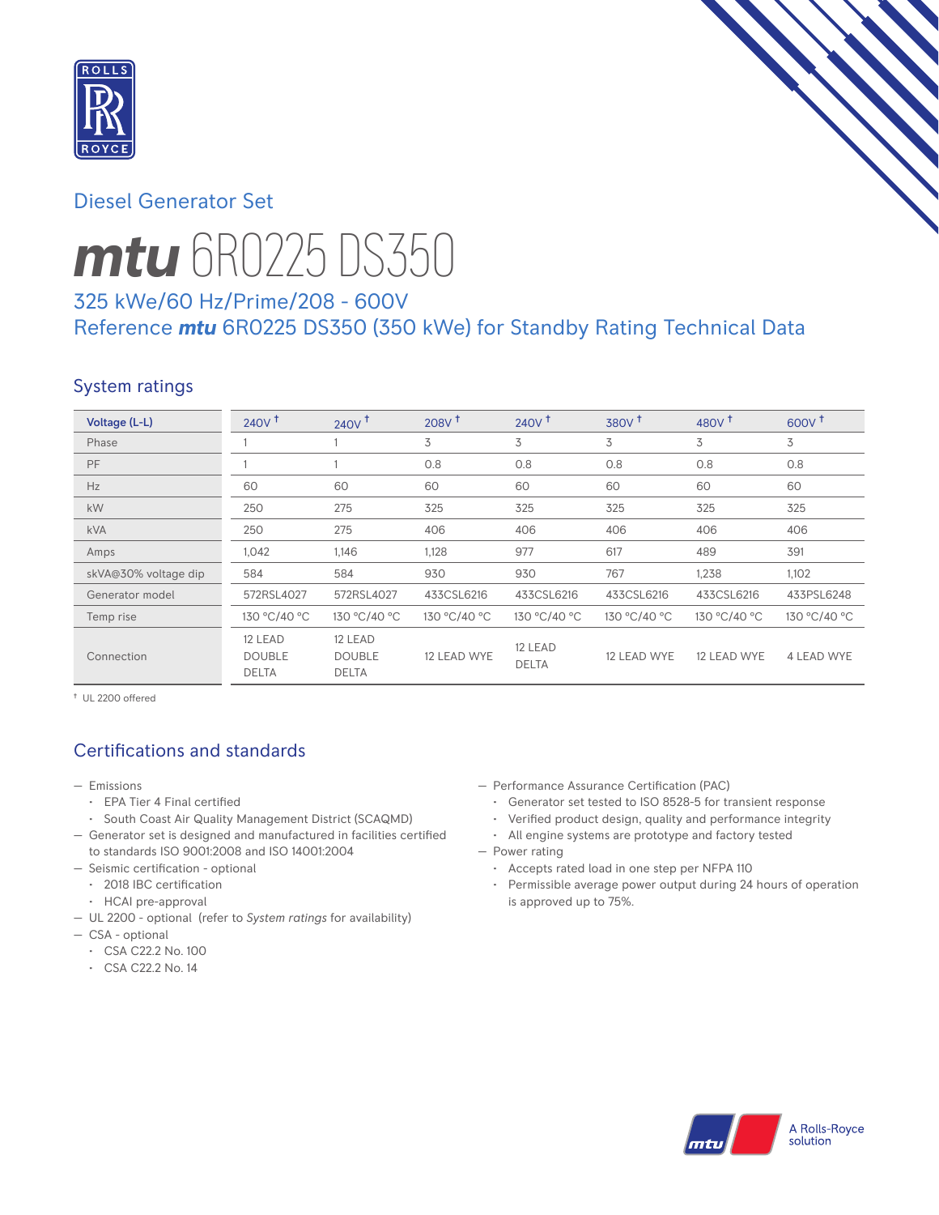# Diesel Generator Set

# *mtu* 6R0225 DS350

## 325 kWe/60 Hz/Prime/208 - 600V
## Reference *mtu* 6R0225 DS350 (350 kWe) for Standby Rating Technical Data

## System ratings

| Voltage (L-L) | 240V † | 240V † | 208V † | 240V † | 380V † | 480V † | 600V † |
|---|---|---|---|---|---|---|---|
| Phase | 1 | 1 | 3 | 3 | 3 | 3 | 3 |
| PF | 1 | 1 | 0.8 | 0.8 | 0.8 | 0.8 | 0.8 |
| Hz | 60 | 60 | 60 | 60 | 60 | 60 | 60 |
| kW | 250 | 275 | 325 | 325 | 325 | 325 | 325 |
| kVA | 250 | 275 | 406 | 406 | 406 | 406 | 406 |
| Amps | 1,042 | 1,146 | 1,128 | 977 | 617 | 489 | 391 |
| skVA@30% voltage dip | 584 | 584 | 930 | 930 | 767 | 1,238 | 1,102 |
| Generator model | 572RSL4027 | 572RSL4027 | 433CSL6216 | 433CSL6216 | 433CSL6216 | 433CSL6216 | 433PSL6248 |
| Temp rise | 130 °C/40 °C | 130 °C/40 °C | 130 °C/40 °C | 130 °C/40 °C | 130 °C/40 °C | 130 °C/40 °C | 130 °C/40 °C |
| Connection | 12 LEAD DOUBLE DELTA | 12 LEAD DOUBLE DELTA | 12 LEAD WYE | 12 LEAD DELTA | 12 LEAD WYE | 12 LEAD WYE | 4 LEAD WYE |

† UL 2200 offered

## Certifications and standards

- Emissions
  - EPA Tier 4 Final certified
  - South Coast Air Quality Management District (SCAQMD)
- Generator set is designed and manufactured in facilities certified to standards ISO 9001:2008 and ISO 14001:2004
- Seismic certification - optional
  - 2018 IBC certification
  - HCAI pre-approval
- UL 2200 - optional (refer to *System ratings* for availability)
- CSA - optional
  - CSA C22.2 No. 100
  - CSA C22.2 No. 14
- Performance Assurance Certification (PAC)
  - Generator set tested to ISO 8528-5 for transient response
  - Verified product design, quality and performance integrity
  - All engine systems are prototype and factory tested
- Power rating
  - Accepts rated load in one step per NFPA 110
  - Permissible average power output during 24 hours of operation is approved up to 75%.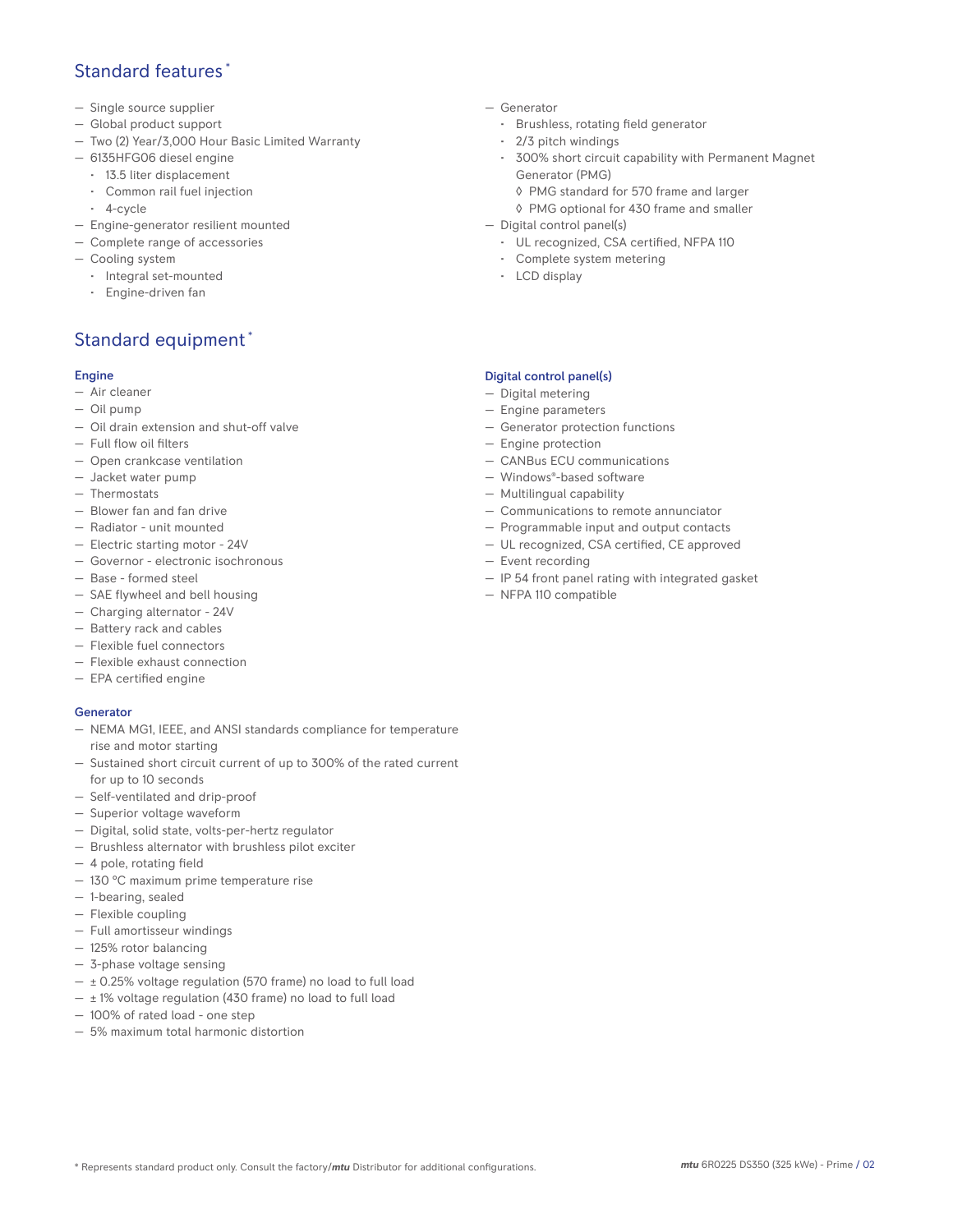## Standard features *

- Single source supplier
- Global product support
- Two (2) Year/3,000 Hour Basic Limited Warranty
- 6135HFG06 diesel engine
  - 13.5 liter displacement
  - Common rail fuel injection
  - 4-cycle
- Engine-generator resilient mounted
- Complete range of accessories
- Cooling system
  - Integral set-mounted
  - Engine-driven fan
- Generator
  - Brushless, rotating field generator
  - 2/3 pitch windings
  - 300% short circuit capability with Permanent Magnet Generator (PMG)
    - ◊ PMG standard for 570 frame and larger
    - ◊ PMG optional for 430 frame and smaller
- Digital control panel(s)
  - UL recognized, CSA certified, NFPA 110
  - Complete system metering
  - LCD display

## Standard equipment *

### Engine

- Air cleaner
- Oil pump
- Oil drain extension and shut-off valve
- Full flow oil filters
- Open crankcase ventilation
- Jacket water pump
- Thermostats
- Blower fan and fan drive
- Radiator - unit mounted
- Electric starting motor - 24V
- Governor - electronic isochronous
- Base - formed steel
- SAE flywheel and bell housing
- Charging alternator - 24V
- Battery rack and cables
- Flexible fuel connectors
- Flexible exhaust connection
- EPA certified engine

### Generator

- NEMA MG1, IEEE, and ANSI standards compliance for temperature rise and motor starting
- Sustained short circuit current of up to 300% of the rated current for up to 10 seconds
- Self-ventilated and drip-proof
- Superior voltage waveform
- Digital, solid state, volts-per-hertz regulator
- Brushless alternator with brushless pilot exciter
- 4 pole, rotating field
- 130 °C maximum prime temperature rise
- 1-bearing, sealed
- Flexible coupling
- Full amortisseur windings
- 125% rotor balancing
- 3-phase voltage sensing
- ± 0.25% voltage regulation (570 frame) no load to full load
- ± 1% voltage regulation (430 frame) no load to full load
- 100% of rated load - one step
- 5% maximum total harmonic distortion

### Digital control panel(s)

- Digital metering
- Engine parameters
- Generator protection functions
- Engine protection
- CANBus ECU communications
- Windows®-based software
- Multilingual capability
- Communications to remote annunciator
- Programmable input and output contacts
- UL recognized, CSA certified, CE approved
- Event recording
- IP 54 front panel rating with integrated gasket
- NFPA 110 compatible

* Represents standard product only. Consult the factory/*mtu* Distributor for additional configurations.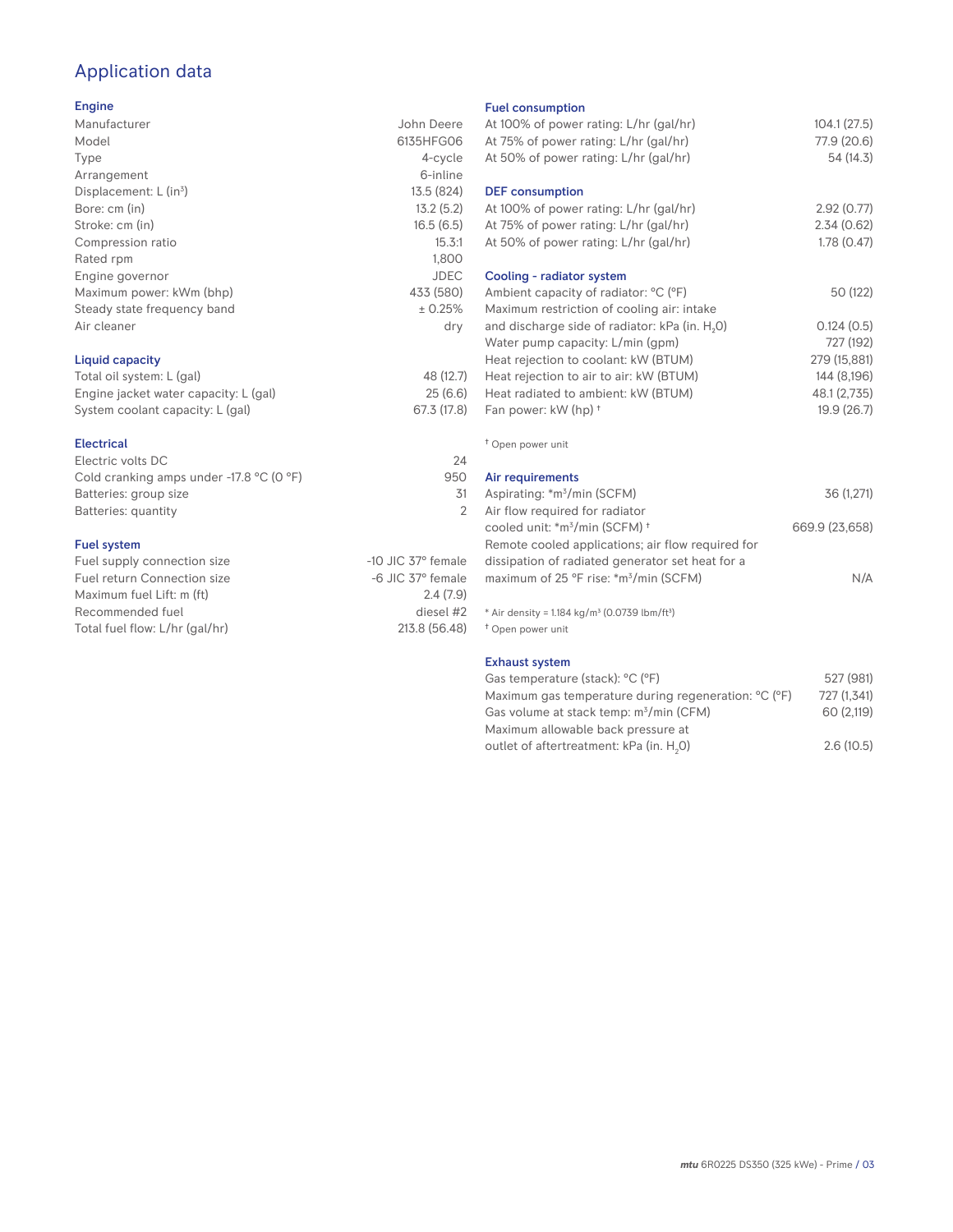# Application data

## Engine

| | |
|---|---|
| Manufacturer | John Deere |
| Model | 6135HFG06 |
| Type | 4-cycle |
| Arrangement | 6-inline |
| Displacement: L (in$^3$) | 13.5 (824) |
| Bore: cm (in) | 13.2 (5.2) |
| Stroke: cm (in) | 16.5 (6.5) |
| Compression ratio | 15.3:1 |
| Rated rpm | 1,800 |
| Engine governor | JDEC |
| Maximum power: kWm (bhp) | 433 (580) |
| Steady state frequency band | ± 0.25% |
| Air cleaner | dry |

## Liquid capacity

| | |
|---|---|
| Total oil system: L (gal) | 48 (12.7) |
| Engine jacket water capacity: L (gal) | 25 (6.6) |
| System coolant capacity: L (gal) | 67.3 (17.8) |

## Electrical

| | |
|---|---|
| Electric volts DC | 24 |
| Cold cranking amps under -17.8 °C (0 °F) | 950 |
| Batteries: group size | 31 |
| Batteries: quantity | 2 |

## Fuel system

| | |
|---|---|
| Fuel supply connection size | -10 JIC 37° female |
| Fuel return Connection size | -6 JIC 37° female |
| Maximum fuel Lift: m (ft) | 2.4 (7.9) |
| Recommended fuel | diesel #2 |
| Total fuel flow: L/hr (gal/hr) | 213.8 (56.48) |

## Fuel consumption

| | |
|---|---|
| At 100% of power rating: L/hr (gal/hr) | 104.1 (27.5) |
| At 75% of power rating: L/hr (gal/hr) | 77.9 (20.6) |
| At 50% of power rating: L/hr (gal/hr) | 54 (14.3) |

## DEF consumption

| | |
|---|---|
| At 100% of power rating: L/hr (gal/hr) | 2.92 (0.77) |
| At 75% of power rating: L/hr (gal/hr) | 2.34 (0.62) |
| At 50% of power rating: L/hr (gal/hr) | 1.78 (0.47) |

## Cooling - radiator system

| | |
|---|---|
| Ambient capacity of radiator: °C (°F) | 50 (122) |
| Maximum restriction of cooling air: intake and discharge side of radiator: kPa (in. $H_2O$) | 0.124 (0.5) |
| Water pump capacity: L/min (gpm) | 727 (192) |
| Heat rejection to coolant: kW (BTUM) | 279 (15,881) |
| Heat rejection to air to air: kW (BTUM) | 144 (8,196) |
| Heat radiated to ambient: kW (BTUM) | 48.1 (2,735) |
| Fan power: kW (hp) † | 19.9 (26.7) |

† Open power unit

## Air requirements

| | |
|---|---|
| Aspirating: *m$^3$/min (SCFM) | 36 (1,271) |
| Air flow required for radiator cooled unit: *m$^3$/min (SCFM) † | 669.9 (23,658) |
| Remote cooled applications; air flow required for dissipation of radiated generator set heat for a maximum of 25 °F rise: *m$^3$/min (SCFM) | N/A |

* Air density = 1.184 kg/m$^3$ (0.0739 lbm/ft$^3$)

† Open power unit

## Exhaust system

| | |
|---|---|
| Gas temperature (stack): °C (°F) | 527 (981) |
| Maximum gas temperature during regeneration: °C (°F) | 727 (1,341) |
| Gas volume at stack temp: m$^3$/min (CFM) | 60 (2,119) |
| Maximum allowable back pressure at outlet of aftertreatment: kPa (in. $H_2O$) | 2.6 (10.5) |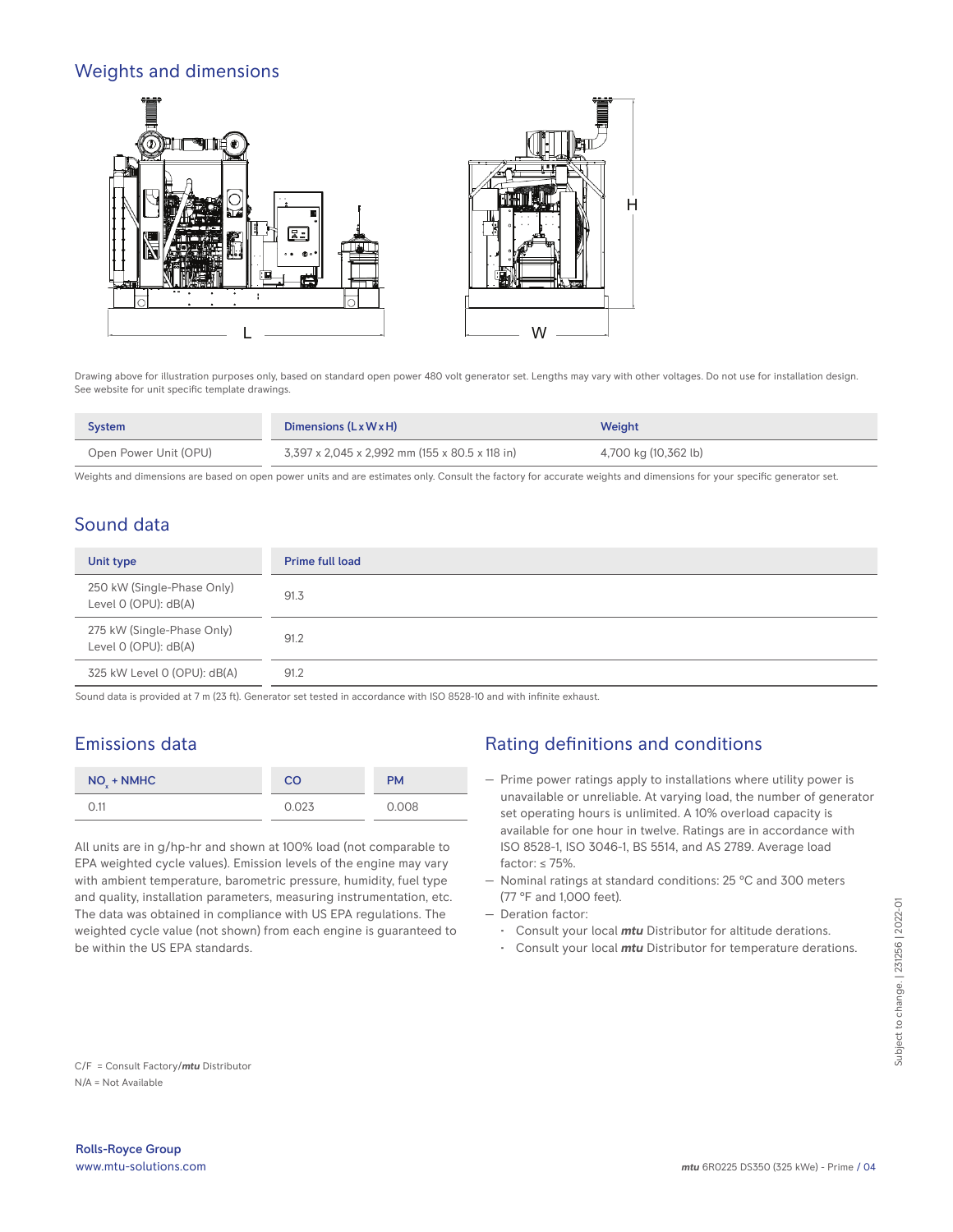## Weights and dimensions

L

W

H

Drawing above for illustration purposes only, based on standard open power 480 volt generator set. Lengths may vary with other voltages. Do not use for installation design. See website for unit specific template drawings.

| System | Dimensions (L x W x H) | Weight |
|---|---|---|
| Open Power Unit (OPU) | 3,397 x 2,045 x 2,992 mm (155 x 80.5 x 118 in) | 4,700 kg (10,362 lb) |

Weights and dimensions are based on open power units and are estimates only. Consult the factory for accurate weights and dimensions for your specific generator set.

## Sound data

| Unit type | Prime full load |
|---|---|
| 250 kW (Single-Phase Only) Level 0 (OPU): dB(A) | 91.3 |
| 275 kW (Single-Phase Only) Level 0 (OPU): dB(A) | 91.2 |
| 325 kW Level 0 (OPU): dB(A) | 91.2 |

Sound data is provided at 7 m (23 ft). Generator set tested in accordance with ISO 8528-10 and with infinite exhaust.

## Emissions data

| $NO_x$ + NMHC | CO | PM |
|---|---|---|
| 0.11 | 0.023 | 0.008 |

All units are in g/hp-hr and shown at 100% load (not comparable to EPA weighted cycle values). Emission levels of the engine may vary with ambient temperature, barometric pressure, humidity, fuel type and quality, installation parameters, measuring instrumentation, etc. The data was obtained in compliance with US EPA regulations. The weighted cycle value (not shown) from each engine is guaranteed to be within the US EPA standards.

## Rating definitions and conditions

- Prime power ratings apply to installations where utility power is unavailable or unreliable. At varying load, the number of generator set operating hours is unlimited. A 10% overload capacity is available for one hour in twelve. Ratings are in accordance with ISO 8528-1, ISO 3046-1, BS 5514, and AS 2789. Average load factor: ≤ 75%.
- Nominal ratings at standard conditions: 25 °C and 300 meters (77 °F and 1,000 feet).
- Deration factor:
  - Consult your local ***mtu*** Distributor for altitude derations.
  - Consult your local ***mtu*** Distributor for temperature derations.

C/F = Consult Factory/***mtu*** Distributor
N/A = Not Available

Subject to change. | 231256 | 2022-01

Rolls-Royce Group
www.mtu-solutions.com